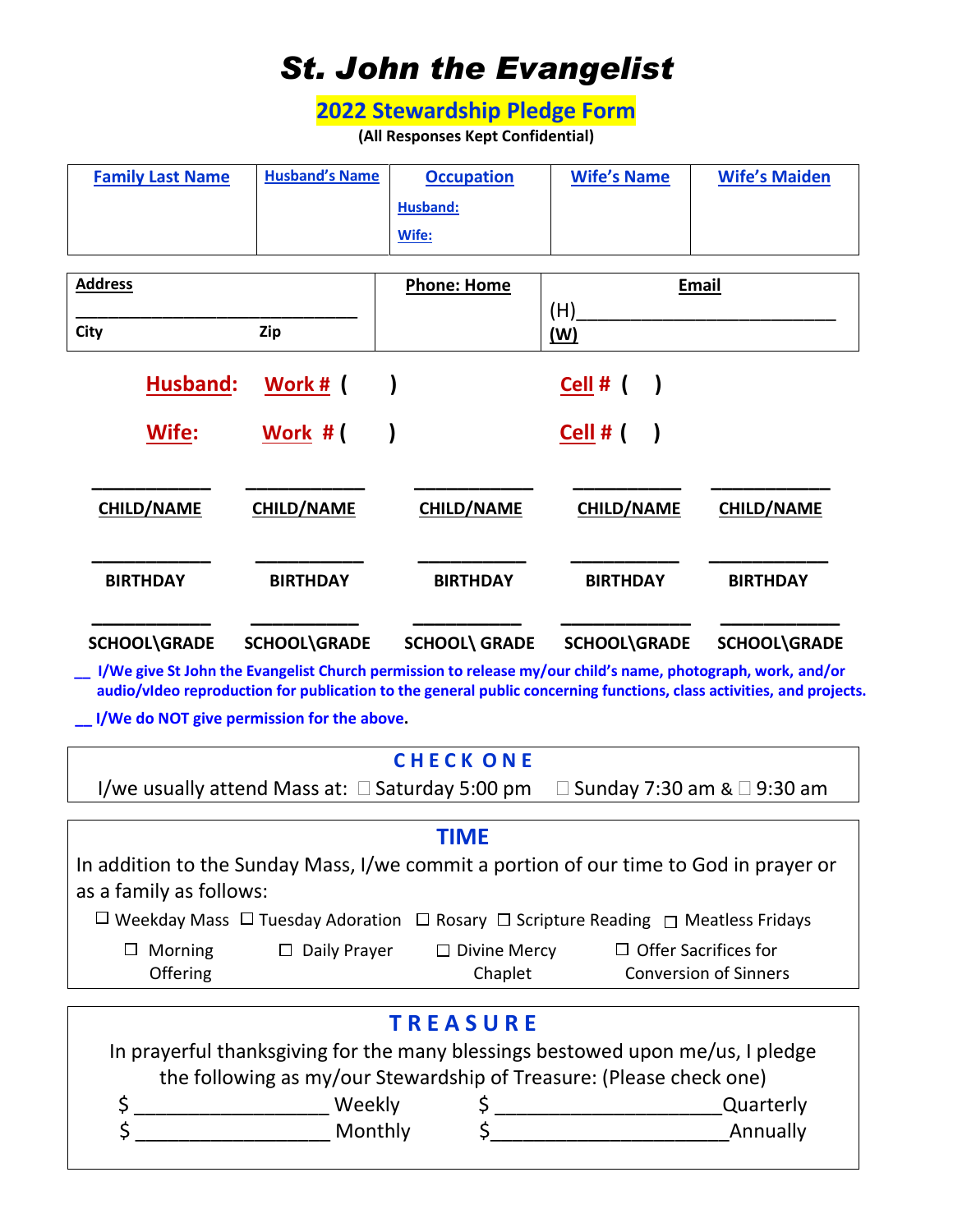# St. John the Evangelist

## 2022 Stewardship Pledge Form

**(All Responses Kept Confidential)**

| Family Last Name | Husband's Name | Occupation<br>Husband:<br>Wife: | Wife's Name | Wife's Maiden |
|---|---|---|---|---|
| | | | | |

| Address<br>______________________________<br>City Zip | Phone: Home | Email<br>(H)___________________________<br>(W) |
|---|---|---|

**Husband:** Work # (   )  Cell # (   )

**Wife:** Work # (   )  Cell # (   )

| ____________ | ____________ | ____________ | ____________ | ____________ |
|---|---|---|---|---|
| CHILD/NAME | CHILD/NAME | CHILD/NAME | CHILD/NAME | CHILD/NAME |
| ____________ | ____________ | ____________ | ____________ | ____________ |
| BIRTHDAY | BIRTHDAY | BIRTHDAY | BIRTHDAY | BIRTHDAY |
| ____________ | ____________ | ____________ | ____________ | ____________ |
| SCHOOL\GRADE | SCHOOL\GRADE | SCHOOL\ GRADE | SCHOOL\GRADE | SCHOOL\GRADE |

__ **I/We give St John the Evangelist Church permission to release my/our child's name, photograph, work, and/or audio/video reproduction for publication to the general public concerning functions, class activities, and projects.**

__ **I/We do NOT give permission for the above.**

### CHECK ONE

I/we usually attend Mass at: ☐ Saturday 5:00 pm ☐ Sunday 7:30 am & ☐ 9:30 am

### TIME

In addition to the Sunday Mass, I/we commit a portion of our time to God in prayer or as a family as follows:

☐ Weekday Mass ☐ Tuesday Adoration ☐ Rosary ☐ Scripture Reading ☐ Meatless Fridays

☐ Morning Offering ☐ Daily Prayer ☐ Divine Mercy Chaplet ☐ Offer Sacrifices for Conversion of Sinners

### TREASURE

In prayerful thanksgiving for the many blessings bestowed upon me/us, I pledge the following as my/our Stewardship of Treasure: (Please check one)

$ __________________ Weekly  $ _____________________Quarterly

$ __________________ Monthly  $______________________Annually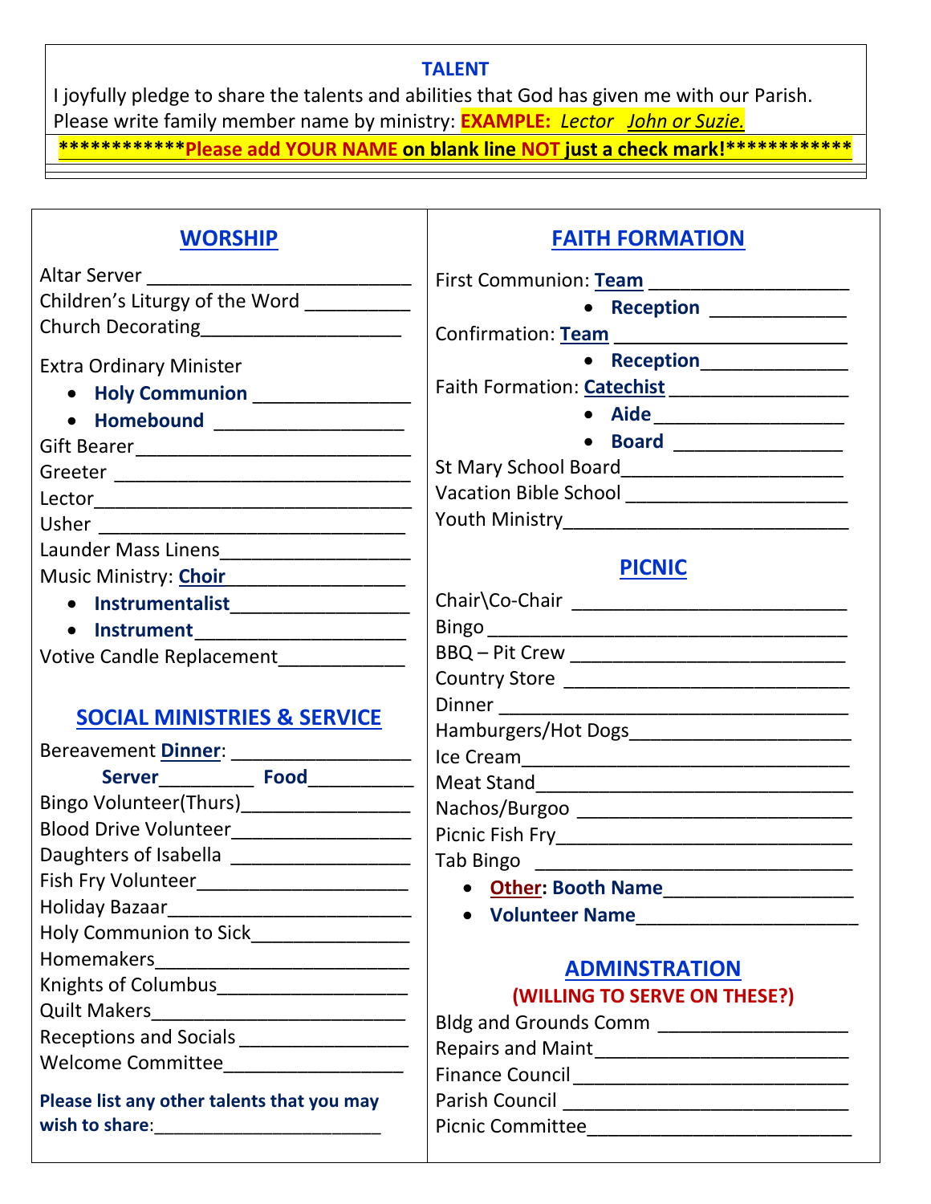## TALENT

I joyfully pledge to share the talents and abilities that God has given me with our Parish.
Please write family member name by ministry: **EXAMPLE:** *Lector* *John or Suzie.*

*************Please add YOUR NAME on blank line NOT just a check mark!*************

## WORSHIP

Altar Server ___________________________
Children's Liturgy of the Word ___________
Church Decorating_____________________

Extra Ordinary Minister

- **Holy Communion** _______________
- **Homebound** __________________

Gift Bearer___________________________
Greeter _____________________________
Lector_______________________________
Usher _______________________________
Launder Mass Linens__________________
Music Ministry: **Choir**_________________

- **Instrumentalist**________________
- **Instrument**___________________

Votive Candle Replacement____________

## SOCIAL MINISTRIES & SERVICE

Bereavement **Dinner**: _________________
**Server**_________ **Food**__________
Bingo Volunteer(Thurs)________________
Blood Drive Volunteer_________________
Daughters of Isabella _________________
Fish Fry Volunteer____________________
Holiday Bazaar_______________________
Holy Communion to Sick_______________
Homemakers_________________________
Knights of Columbus__________________
Quilt Makers_________________________
Receptions and Socials ________________
Welcome Committee__________________

**Please list any other talents that you may wish to share**:_______________________

## FAITH FORMATION

First Communion: **Team** ___________________

- **Reception** _____________

Confirmation: **Team** _____________________

- **Reception**______________

Faith Formation: **Catechist** _________________

- **Aide** __________________
- **Board** ________________

St Mary School Board_____________________
Vacation Bible School _____________________
Youth Ministry___________________________

## PICNIC

Chair\Co-Chair ___________________________
Bingo __________________________________
BBQ – Pit Crew ___________________________
Country Store ____________________________
Dinner _________________________________
Hamburgers/Hot Dogs______________________
Ice Cream________________________________
Meat Stand_______________________________
Nachos/Burgoo ___________________________
Picnic Fish Fry____________________________
Tab Bingo _______________________________

- **Other: Booth Name**__________________
- **Volunteer Name**_____________________

## ADMINSTRATION

**(WILLING TO SERVE ON THESE?)**

Bldg and Grounds Comm __________________
Repairs and Maint_________________________
Finance Council___________________________
Parish Council ____________________________
Picnic Committee__________________________